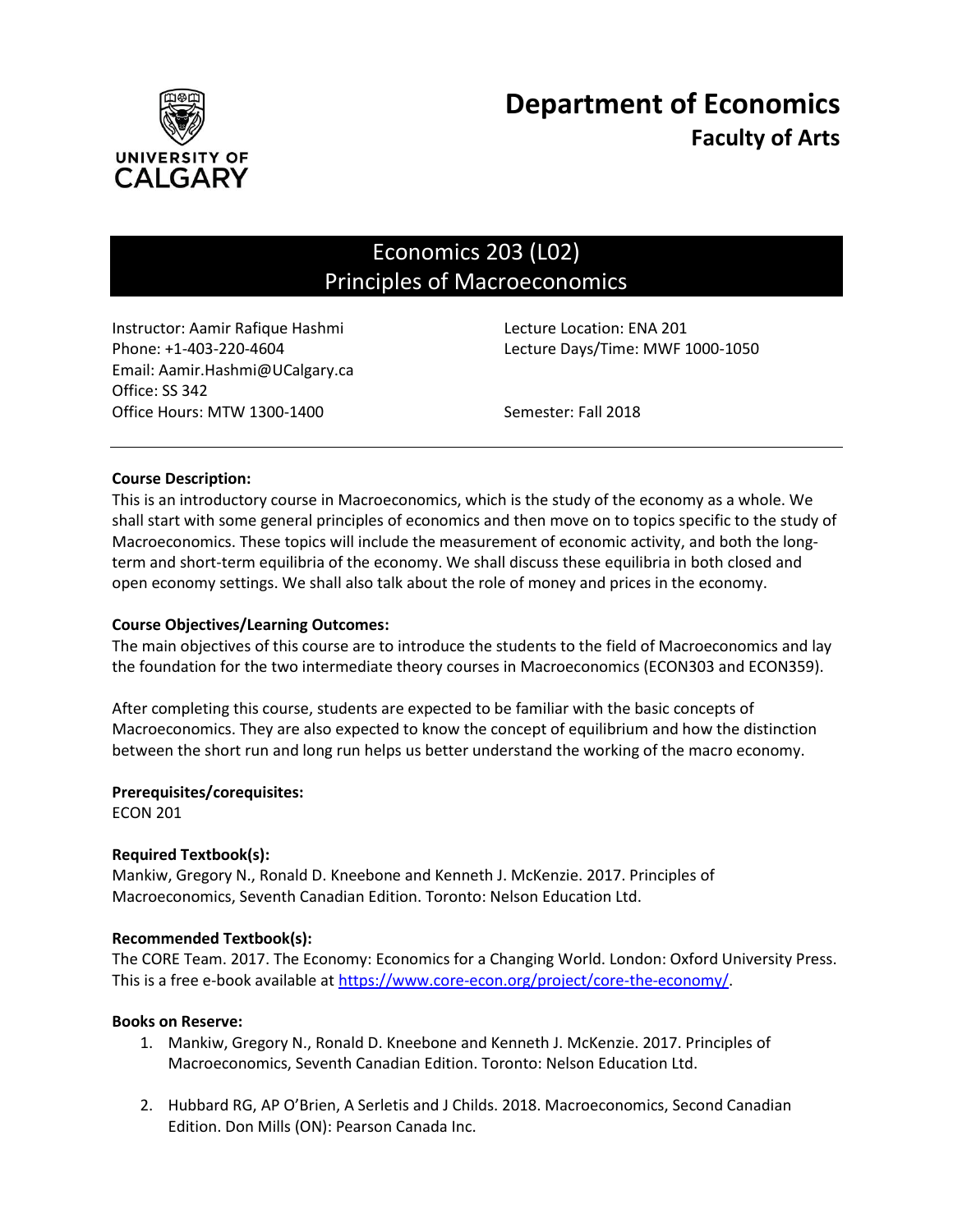# Department of Economics
## Faculty of Arts

UNIVERSITY OF CALGARY

## Economics 203 (L02)
## Principles of Macroeconomics

Instructor: Aamir Rafique Hashmi
Phone: +1-403-220-4604
Email: Aamir.Hashmi@UCalgary.ca
Office: SS 342
Office Hours: MTW 1300-1400

Lecture Location: ENA 201
Lecture Days/Time: MWF 1000-1050

Semester: Fall 2018

**Course Description:**
This is an introductory course in Macroeconomics, which is the study of the economy as a whole. We shall start with some general principles of economics and then move on to topics specific to the study of Macroeconomics. These topics will include the measurement of economic activity, and both the long-term and short-term equilibria of the economy. We shall discuss these equilibria in both closed and open economy settings. We shall also talk about the role of money and prices in the economy.

**Course Objectives/Learning Outcomes:**
The main objectives of this course are to introduce the students to the field of Macroeconomics and lay the foundation for the two intermediate theory courses in Macroeconomics (ECON303 and ECON359).

After completing this course, students are expected to be familiar with the basic concepts of Macroeconomics. They are also expected to know the concept of equilibrium and how the distinction between the short run and long run helps us better understand the working of the macro economy.

**Prerequisites/corequisites:**
ECON 201

**Required Textbook(s):**
Mankiw, Gregory N., Ronald D. Kneebone and Kenneth J. McKenzie. 2017. Principles of Macroeconomics, Seventh Canadian Edition. Toronto: Nelson Education Ltd.

**Recommended Textbook(s):**
The CORE Team. 2017. The Economy: Economics for a Changing World. London: Oxford University Press. This is a free e-book available at https://www.core-econ.org/project/core-the-economy/.

**Books on Reserve:**

1. Mankiw, Gregory N., Ronald D. Kneebone and Kenneth J. McKenzie. 2017. Principles of Macroeconomics, Seventh Canadian Edition. Toronto: Nelson Education Ltd.
2. Hubbard RG, AP O'Brien, A Serletis and J Childs. 2018. Macroeconomics, Second Canadian Edition. Don Mills (ON): Pearson Canada Inc.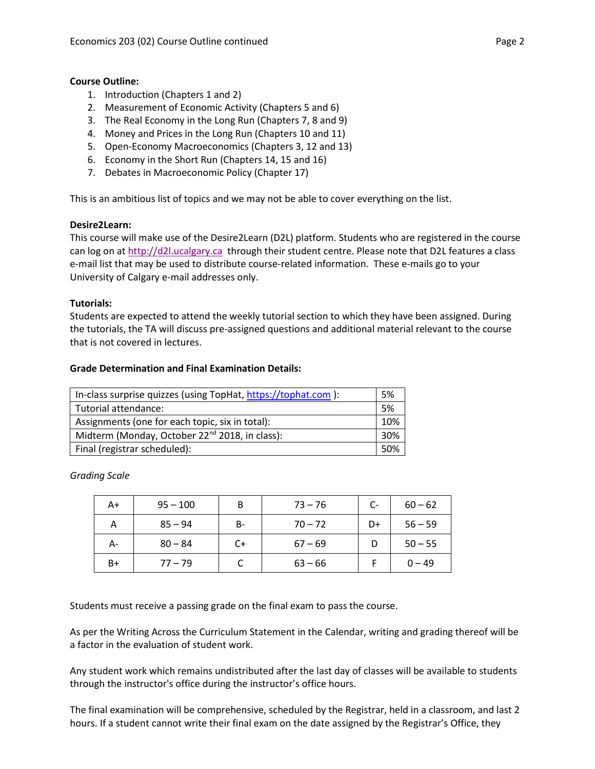**Course Outline:**

1. Introduction (Chapters 1 and 2)
2. Measurement of Economic Activity (Chapters 5 and 6)
3. The Real Economy in the Long Run (Chapters 7, 8 and 9)
4. Money and Prices in the Long Run (Chapters 10 and 11)
5. Open-Economy Macroeconomics (Chapters 3, 12 and 13)
6. Economy in the Short Run (Chapters 14, 15 and 16)
7. Debates in Macroeconomic Policy (Chapter 17)

This is an ambitious list of topics and we may not be able to cover everything on the list.

**Desire2Learn:**

This course will make use of the Desire2Learn (D2L) platform. Students who are registered in the course can log on at http://d2l.ucalgary.ca through their student centre. Please note that D2L features a class e-mail list that may be used to distribute course-related information. These e-mails go to your University of Calgary e-mail addresses only.

**Tutorials:**

Students are expected to attend the weekly tutorial section to which they have been assigned. During the tutorials, the TA will discuss pre-assigned questions and additional material relevant to the course that is not covered in lectures.

**Grade Determination and Final Examination Details:**

| | |
|---|---|
| In-class surprise quizzes (using TopHat, https://tophat.com ): | 5% |
| Tutorial attendance: | 5% |
| Assignments (one for each topic, six in total): | 10% |
| Midterm (Monday, October 22nd 2018, in class): | 30% |
| Final (registrar scheduled): | 50% |

*Grading Scale*

| | | | | | |
|---|---|---|---|---|---|
| A+ | 95 – 100 | B | 73 – 76 | C- | 60 – 62 |
| A | 85 – 94 | B- | 70 – 72 | D+ | 56 – 59 |
| A- | 80 – 84 | C+ | 67 – 69 | D | 50 – 55 |
| B+ | 77 – 79 | C | 63 – 66 | F | 0 – 49 |

Students must receive a passing grade on the final exam to pass the course.

As per the Writing Across the Curriculum Statement in the Calendar, writing and grading thereof will be a factor in the evaluation of student work.

Any student work which remains undistributed after the last day of classes will be available to students through the instructor's office during the instructor's office hours.

The final examination will be comprehensive, scheduled by the Registrar, held in a classroom, and last 2 hours. If a student cannot write their final exam on the date assigned by the Registrar's Office, they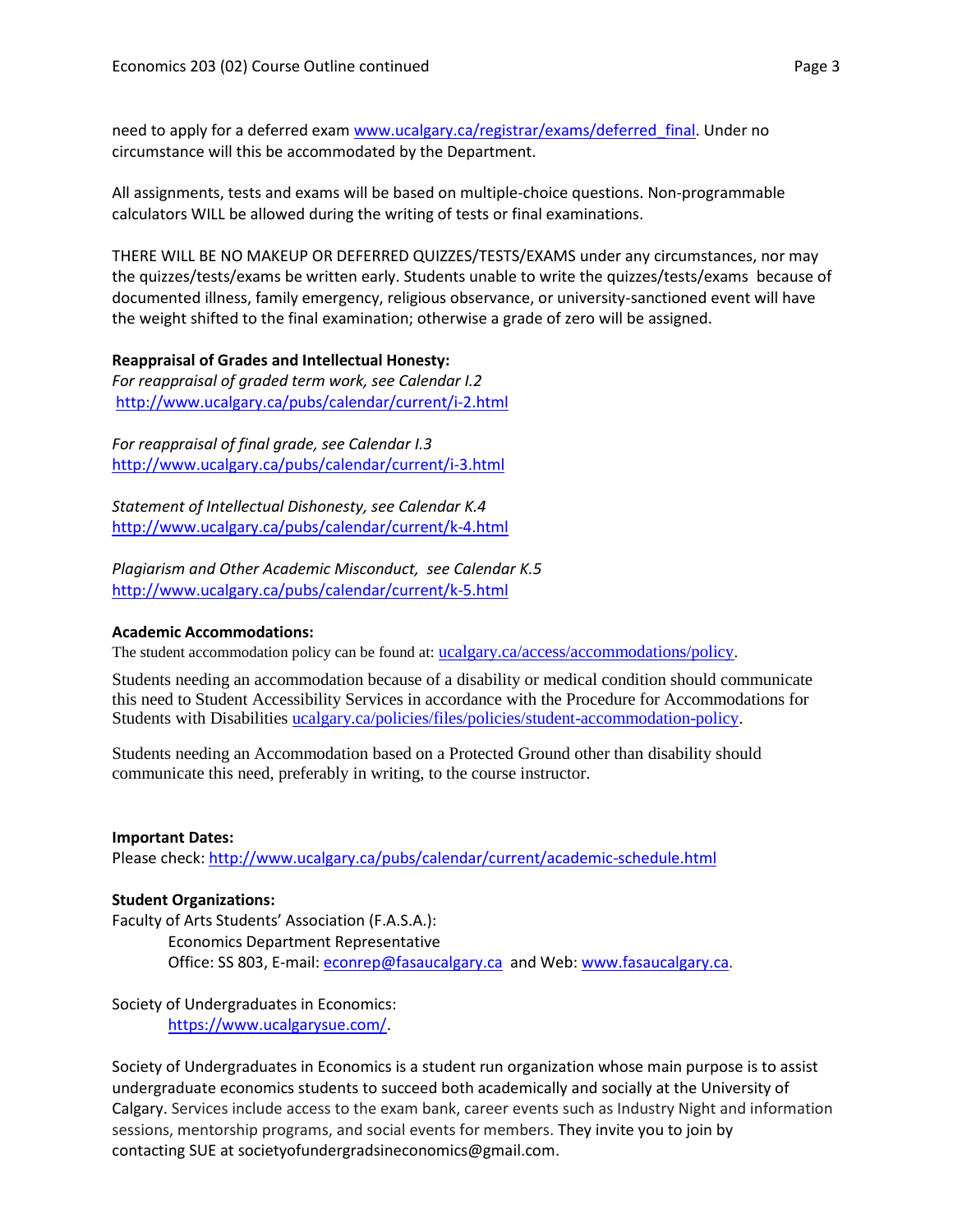need to apply for a deferred exam [www.ucalgary.ca/registrar/exams/deferred_final](www.ucalgary.ca/registrar/exams/deferred_final). Under no circumstance will this be accommodated by the Department.

All assignments, tests and exams will be based on multiple-choice questions. Non-programmable calculators WILL be allowed during the writing of tests or final examinations.

THERE WILL BE NO MAKEUP OR DEFERRED QUIZZES/TESTS/EXAMS under any circumstances, nor may the quizzes/tests/exams be written early. Students unable to write the quizzes/tests/exams because of documented illness, family emergency, religious observance, or university-sanctioned event will have the weight shifted to the final examination; otherwise a grade of zero will be assigned.

**Reappraisal of Grades and Intellectual Honesty:**

*For reappraisal of graded term work, see Calendar I.2*
http://www.ucalgary.ca/pubs/calendar/current/i-2.html

*For reappraisal of final grade, see Calendar I.3*
http://www.ucalgary.ca/pubs/calendar/current/i-3.html

*Statement of Intellectual Dishonesty, see Calendar K.4*
http://www.ucalgary.ca/pubs/calendar/current/k-4.html

*Plagiarism and Other Academic Misconduct, see Calendar K.5*
http://www.ucalgary.ca/pubs/calendar/current/k-5.html

**Academic Accommodations:**

The student accommodation policy can be found at: ucalgary.ca/access/accommodations/policy.

Students needing an accommodation because of a disability or medical condition should communicate this need to Student Accessibility Services in accordance with the Procedure for Accommodations for Students with Disabilities ucalgary.ca/policies/files/policies/student-accommodation-policy.

Students needing an Accommodation based on a Protected Ground other than disability should communicate this need, preferably in writing, to the course instructor.

**Important Dates:**

Please check: http://www.ucalgary.ca/pubs/calendar/current/academic-schedule.html

**Student Organizations:**

Faculty of Arts Students' Association (F.A.S.A.):

Economics Department Representative
Office: SS 803, E-mail: econrep@fasaucalgary.ca and Web: www.fasaucalgary.ca.

Society of Undergraduates in Economics:

https://www.ucalgarysue.com/.

Society of Undergraduates in Economics is a student run organization whose main purpose is to assist undergraduate economics students to succeed both academically and socially at the University of Calgary. Services include access to the exam bank, career events such as Industry Night and information sessions, mentorship programs, and social events for members. They invite you to join by contacting SUE at societyofundergradsineconomics@gmail.com.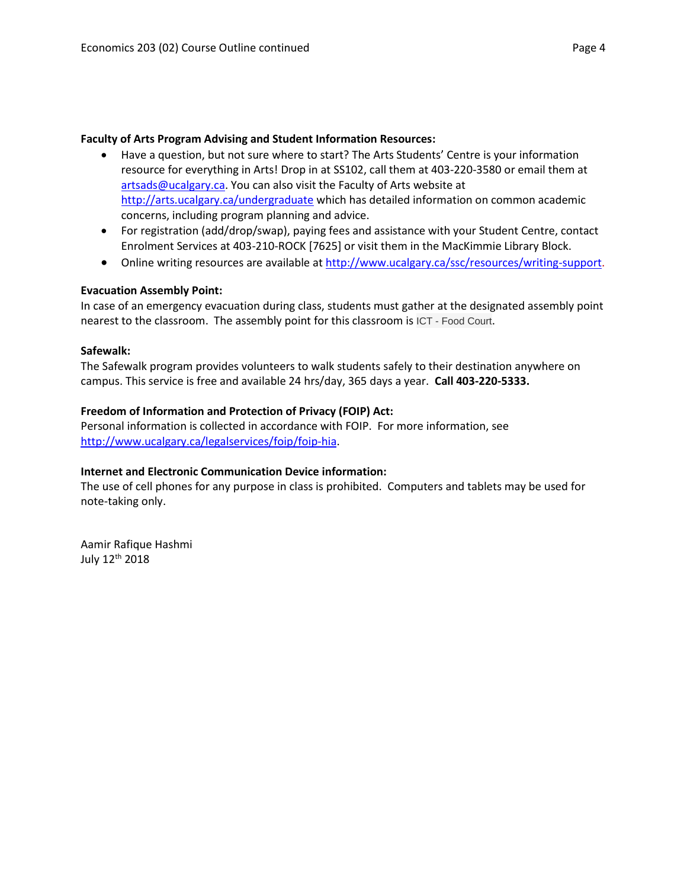**Faculty of Arts Program Advising and Student Information Resources:**

- Have a question, but not sure where to start? The Arts Students' Centre is your information resource for everything in Arts! Drop in at SS102, call them at 403-220-3580 or email them at artsads@ucalgary.ca. You can also visit the Faculty of Arts website at http://arts.ucalgary.ca/undergraduate which has detailed information on common academic concerns, including program planning and advice.
- For registration (add/drop/swap), paying fees and assistance with your Student Centre, contact Enrolment Services at 403-210-ROCK [7625] or visit them in the MacKimmie Library Block.
- Online writing resources are available at http://www.ucalgary.ca/ssc/resources/writing-support.

**Evacuation Assembly Point:**

In case of an emergency evacuation during class, students must gather at the designated assembly point nearest to the classroom. The assembly point for this classroom is ICT - Food Court.

**Safewalk:**

The Safewalk program provides volunteers to walk students safely to their destination anywhere on campus. This service is free and available 24 hrs/day, 365 days a year. **Call 403-220-5333.**

**Freedom of Information and Protection of Privacy (FOIP) Act:**

Personal information is collected in accordance with FOIP. For more information, see http://www.ucalgary.ca/legalservices/foip/foip-hia.

**Internet and Electronic Communication Device information:**

The use of cell phones for any purpose in class is prohibited. Computers and tablets may be used for note-taking only.

Aamir Rafique Hashmi
July 12th 2018